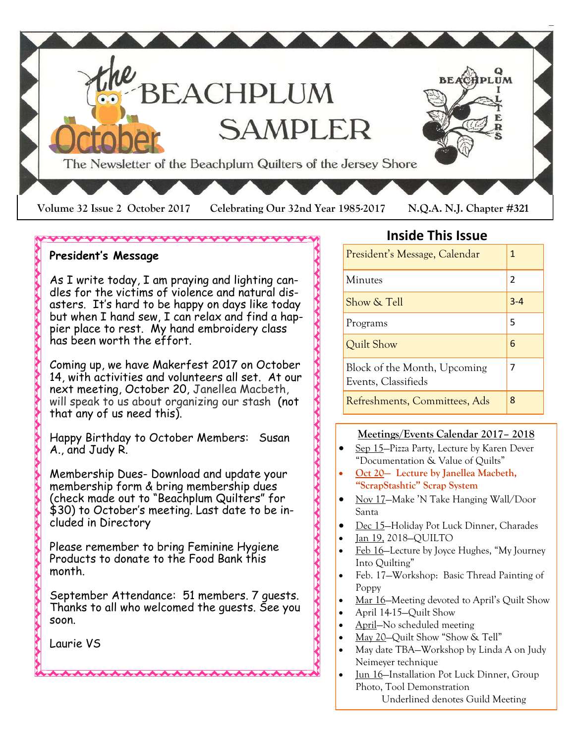# The BEACHPLUM SAMPLER

The Newsletter of the Beachplum Quilters of the Jersey Shore

Volume 32 Issue 2 October 2017 Celebrating Our 32nd Year 1985-2017 N.Q.A. N.J. Chapter #321

## President's Message

As I write today, I am praying and lighting candles for the victims of violence and natural disasters. It's hard to be happy on days like today but when I hand sew, I can relax and find a happier place to rest. My hand embroidery class has been worth the effort.

Coming up, we have Makerfest 2017 on October 14, with activities and volunteers all set. At our next meeting, October 20, Janellea Macbeth, will speak to us about organizing our stash (not that any of us need this).

Happy Birthday to October Members: Susan A., and Judy R.

Membership Dues- Download and update your membership form & bring membership dues (check made out to "Beachplum Quilters" for $30) to October's meeting. Last date to be included in Directory

Please remember to bring Feminine Hygiene Products to donate to the Food Bank this month.

September Attendance: 51 members. 7 guests. Thanks to all who welcomed the guests. See you soon.

Laurie VS

## Inside This Issue

| | |
|---|---|
| President's Message, Calendar | 1 |
| Minutes | 2 |
| Show & Tell | 3-4 |
| Programs | 5 |
| Quilt Show | 6 |
| Block of the Month, Upcoming Events, Classifieds | 7 |
| Refreshments, Committees, Ads | 8 |

## Meetings/Events Calendar 2017– 2018

- Sep 15—Pizza Party, Lecture by Karen Dever "Documentation & Value of Quilts"
- **Oct 20— Lecture by Janellea Macbeth, "ScrapStashtic" Scrap System**
- Nov 17—Make 'N Take Hanging Wall/Door Santa
- Dec 15—Holiday Pot Luck Dinner, Charades
- Jan 19, 2018—QUILTO
- Feb 16—Lecture by Joyce Hughes, "My Journey Into Quilting"
- Feb. 17—Workshop: Basic Thread Painting of Poppy
- Mar 16—Meeting devoted to April's Quilt Show
- April 14-15—Quilt Show
- April—No scheduled meeting
- May 20—Quilt Show "Show & Tell"
- May date TBA—Workshop by Linda A on Judy Neimeyer technique
- Jun 16—Installation Pot Luck Dinner, Group Photo, Tool Demonstration

Underlined denotes Guild Meeting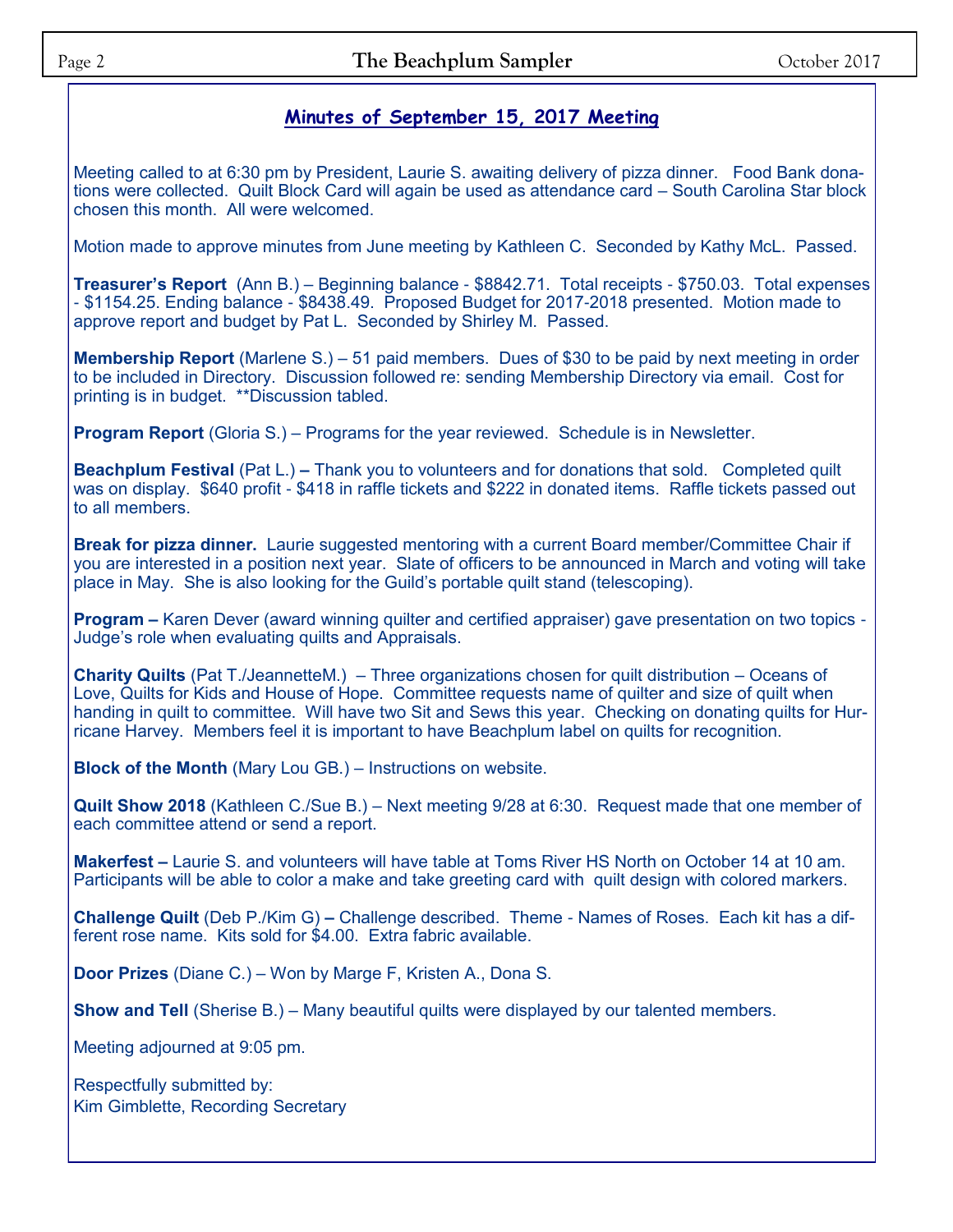## Minutes of September 15, 2017 Meeting

Meeting called to at 6:30 pm by President, Laurie S. awaiting delivery of pizza dinner. Food Bank donations were collected. Quilt Block Card will again be used as attendance card – South Carolina Star block chosen this month. All were welcomed.

Motion made to approve minutes from June meeting by Kathleen C. Seconded by Kathy McL. Passed.

**Treasurer's Report** (Ann B.) – Beginning balance - $8842.71. Total receipts - $750.03. Total expenses - $1154.25. Ending balance - $8438.49. Proposed Budget for 2017-2018 presented. Motion made to approve report and budget by Pat L. Seconded by Shirley M. Passed.

**Membership Report** (Marlene S.) – 51 paid members. Dues of $30 to be paid by next meeting in order to be included in Directory. Discussion followed re: sending Membership Directory via email. Cost for printing is in budget. **Discussion tabled.

**Program Report** (Gloria S.) – Programs for the year reviewed. Schedule is in Newsletter.

**Beachplum Festival** (Pat L.) **–** Thank you to volunteers and for donations that sold. Completed quilt was on display. $640 profit - $418 in raffle tickets and $222 in donated items. Raffle tickets passed out to all members.

**Break for pizza dinner.** Laurie suggested mentoring with a current Board member/Committee Chair if you are interested in a position next year. Slate of officers to be announced in March and voting will take place in May. She is also looking for the Guild's portable quilt stand (telescoping).

**Program –** Karen Dever (award winning quilter and certified appraiser) gave presentation on two topics - Judge's role when evaluating quilts and Appraisals.

**Charity Quilts** (Pat T./JeannetteM.) – Three organizations chosen for quilt distribution – Oceans of Love, Quilts for Kids and House of Hope. Committee requests name of quilter and size of quilt when handing in quilt to committee. Will have two Sit and Sews this year. Checking on donating quilts for Hurricane Harvey. Members feel it is important to have Beachplum label on quilts for recognition.

**Block of the Month** (Mary Lou GB.) – Instructions on website.

**Quilt Show 2018** (Kathleen C./Sue B.) – Next meeting 9/28 at 6:30. Request made that one member of each committee attend or send a report.

**Makerfest –** Laurie S. and volunteers will have table at Toms River HS North on October 14 at 10 am. Participants will be able to color a make and take greeting card with quilt design with colored markers.

**Challenge Quilt** (Deb P./Kim G) **–** Challenge described. Theme - Names of Roses. Each kit has a different rose name. Kits sold for $4.00. Extra fabric available.

**Door Prizes** (Diane C.) – Won by Marge F, Kristen A., Dona S.

**Show and Tell** (Sherise B.) – Many beautiful quilts were displayed by our talented members.

Meeting adjourned at 9:05 pm.

Respectfully submitted by:
Kim Gimblette, Recording Secretary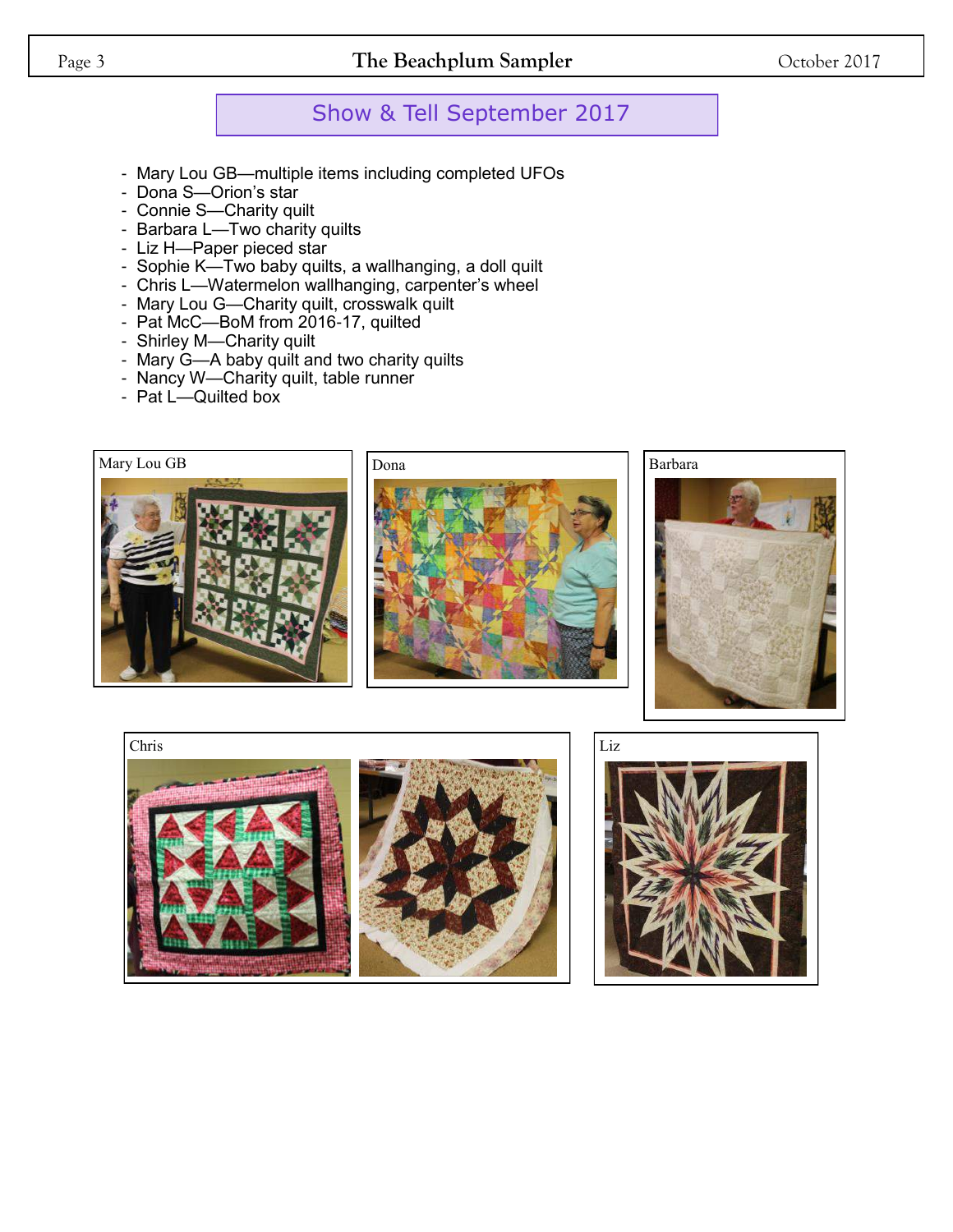## Show & Tell September 2017

- Mary Lou GB—multiple items including completed UFOs
- Dona S—Orion's star
- Connie S—Charity quilt
- Barbara L—Two charity quilts
- Liz H—Paper pieced star
- Sophie K—Two baby quilts, a wallhanging, a doll quilt
- Chris L—Watermelon wallhanging, carpenter's wheel
- Mary Lou G—Charity quilt, crosswalk quilt
- Pat McC—BoM from 2016-17, quilted
- Shirley M—Charity quilt
- Mary G—A baby quilt and two charity quilts
- Nancy W—Charity quilt, table runner
- Pat L—Quilted box

Mary Lou GB

Dona

Barbara

Chris

Liz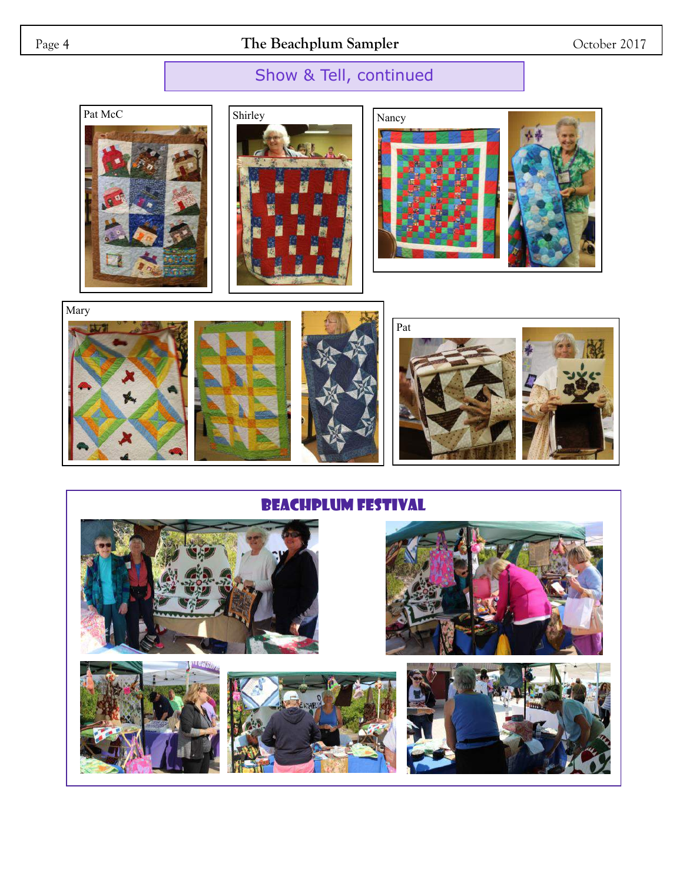## Show & Tell, continued

Pat McC

Shirley

Nancy

Mary

Pat

## Beachplum Festival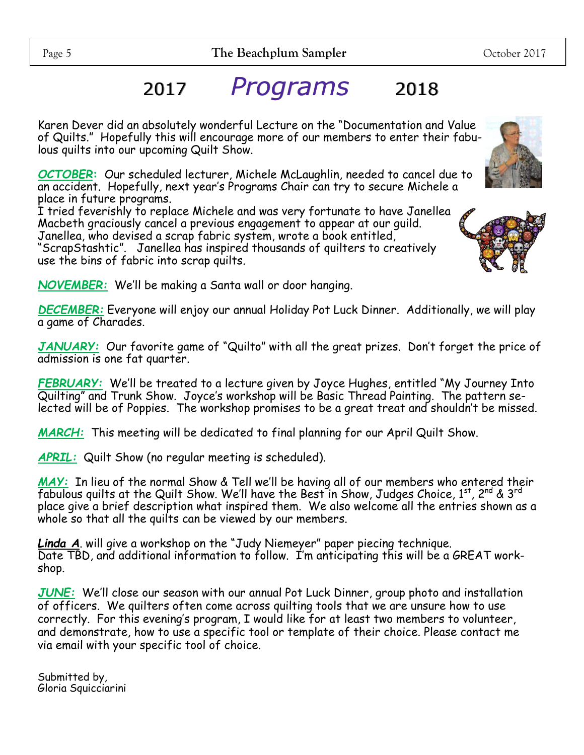# 2017 *Programs* 2018

Karen Dever did an absolutely wonderful Lecture on the "Documentation and Value of Quilts." Hopefully this will encourage more of our members to enter their fabulous quilts into our upcoming Quilt Show.

***OCTOBER*:** Our scheduled lecturer, Michele McLaughlin, needed to cancel due to an accident. Hopefully, next year's Programs Chair can try to secure Michele a place in future programs.
I tried feverishly to replace Michele and was very fortunate to have Janellea Macbeth graciously cancel a previous engagement to appear at our guild. Janellea, who devised a scrap fabric system, wrote a book entitled, "ScrapStashtic". Janellea has inspired thousands of quilters to creatively use the bins of fabric into scrap quilts.

***NOVEMBER:*** We'll be making a Santa wall or door hanging.

***DECEMBER:*** Everyone will enjoy our annual Holiday Pot Luck Dinner. Additionally, we will play a game of Charades.

***JANUARY:*** Our favorite game of "Quilto" with all the great prizes. Don't forget the price of admission is one fat quarter.

***FEBRUARY:*** We'll be treated to a lecture given by Joyce Hughes, entitled "My Journey Into Quilting" and Trunk Show. Joyce's workshop will be Basic Thread Painting. The pattern selected will be of Poppies. The workshop promises to be a great treat and shouldn't be missed.

***MARCH:*** This meeting will be dedicated to final planning for our April Quilt Show.

***APRIL:*** Quilt Show (no regular meeting is scheduled).

***MAY:*** In lieu of the normal Show & Tell we'll be having all of our members who entered their fabulous quilts at the Quilt Show. We'll have the Best in Show, Judges Choice, 1st, 2nd & 3rd place give a brief description what inspired them. We also welcome all the entries shown as a whole so that all the quilts can be viewed by our members.

***Linda A***. will give a workshop on the "Judy Niemeyer" paper piecing technique.
Date TBD, and additional information to follow. I'm anticipating this will be a GREAT workshop.

***JUNE:*** We'll close our season with our annual Pot Luck Dinner, group photo and installation of officers. We quilters often come across quilting tools that we are unsure how to use correctly. For this evening's program, I would like for at least two members to volunteer, and demonstrate, how to use a specific tool or template of their choice. Please contact me via email with your specific tool of choice.

Submitted by,
Gloria Squicciarini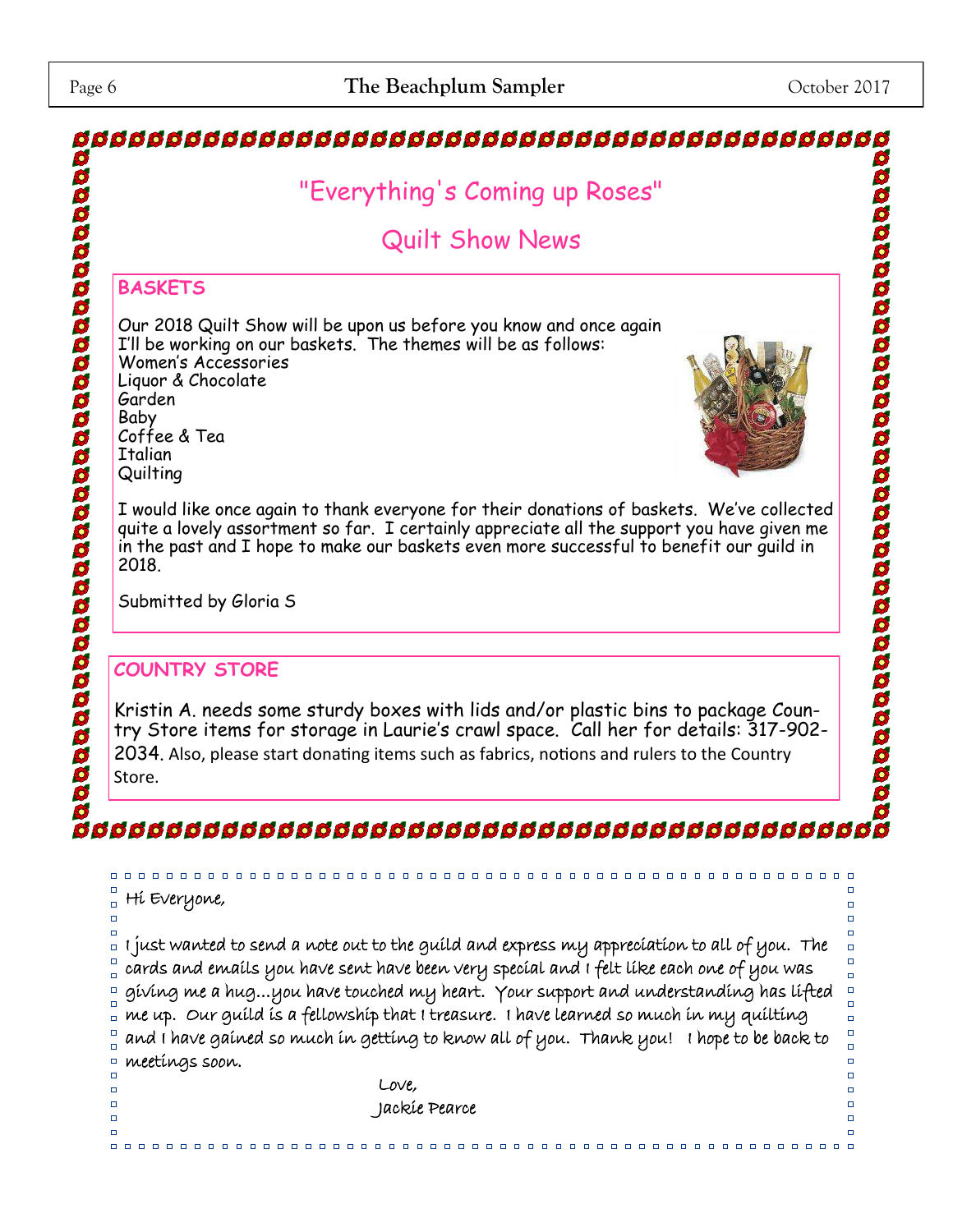# "Everything's Coming up Roses"

# Quilt Show News

## BASKETS

Our 2018 Quilt Show will be upon us before you know and once again I'll be working on our baskets. The themes will be as follows:

Women's Accessories
Liquor & Chocolate
Garden
Baby
Coffee & Tea
Italian
Quilting

I would like once again to thank everyone for their donations of baskets. We've collected quite a lovely assortment so far. I certainly appreciate all the support you have given me in the past and I hope to make our baskets even more successful to benefit our guild in 2018.

Submitted by Gloria S

## COUNTRY STORE

Kristin A. needs some sturdy boxes with lids and/or plastic bins to package Country Store items for storage in Laurie's crawl space. Call her for details: 317-902-2034. Also, please start donating items such as fabrics, notions and rulers to the Country Store.

---

Hi Everyone,

I just wanted to send a note out to the guild and express my appreciation to all of you. The cards and emails you have sent have been very special and I felt like each one of you was giving me a hug...you have touched my heart. Your support and understanding has lifted me up. Our guild is a fellowship that I treasure. I have learned so much in my quilting and I have gained so much in getting to know all of you. Thank you! I hope to be back to meetings soon.

Love,
Jackie Pearce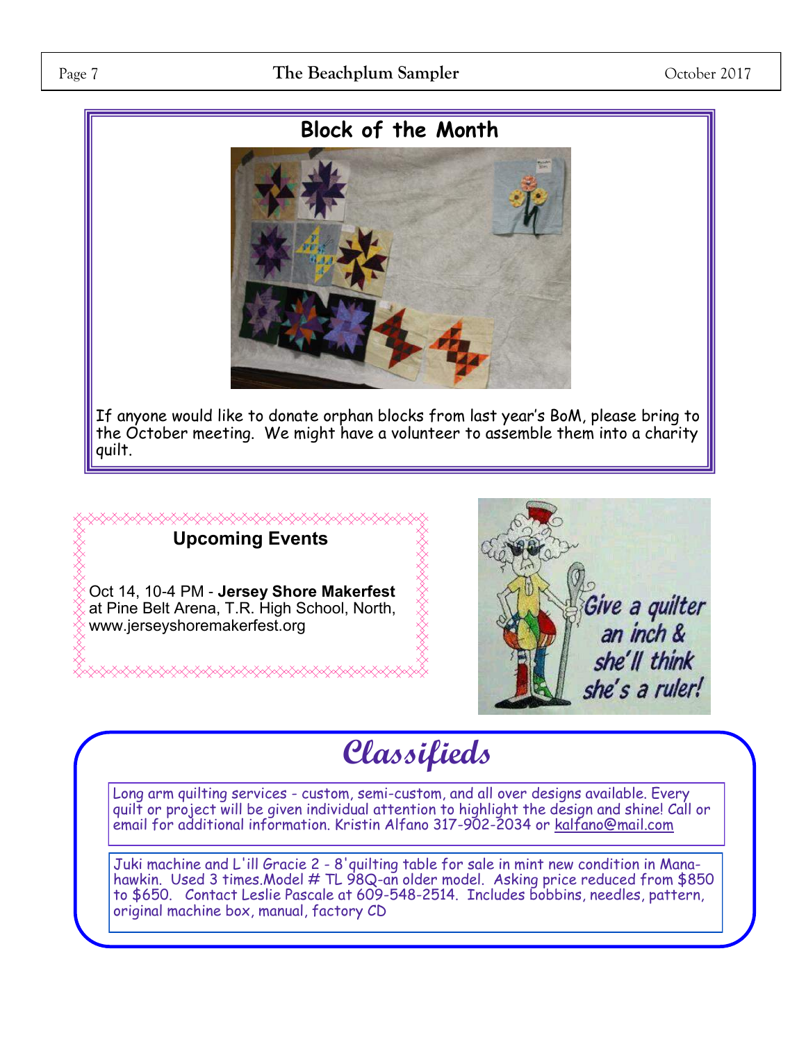## Block of the Month

If anyone would like to donate orphan blocks from last year's BoM, please bring to the October meeting. We might have a volunteer to assemble them into a charity quilt.

## Upcoming Events

Oct 14, 10-4 PM - **Jersey Shore Makerfest** at Pine Belt Arena, T.R. High School, North, www.jerseyshoremakerfest.org

Give a quilter an inch & she'll think she's a ruler!

## *Classifieds*

Long arm quilting services - custom, semi-custom, and all over designs available. Every quilt or project will be given individual attention to highlight the design and shine! Call or email for additional information. Kristin Alfano 317-902-2034 or kalfano@mail.com

Juki machine and L'ill Gracie 2 - 8'quilting table for sale in mint new condition in Manahawkin. Used 3 times.Model # TL 98Q-an older model. Asking price reduced from $850 to $650. Contact Leslie Pascale at 609-548-2514. Includes bobbins, needles, pattern, original machine box, manual, factory CD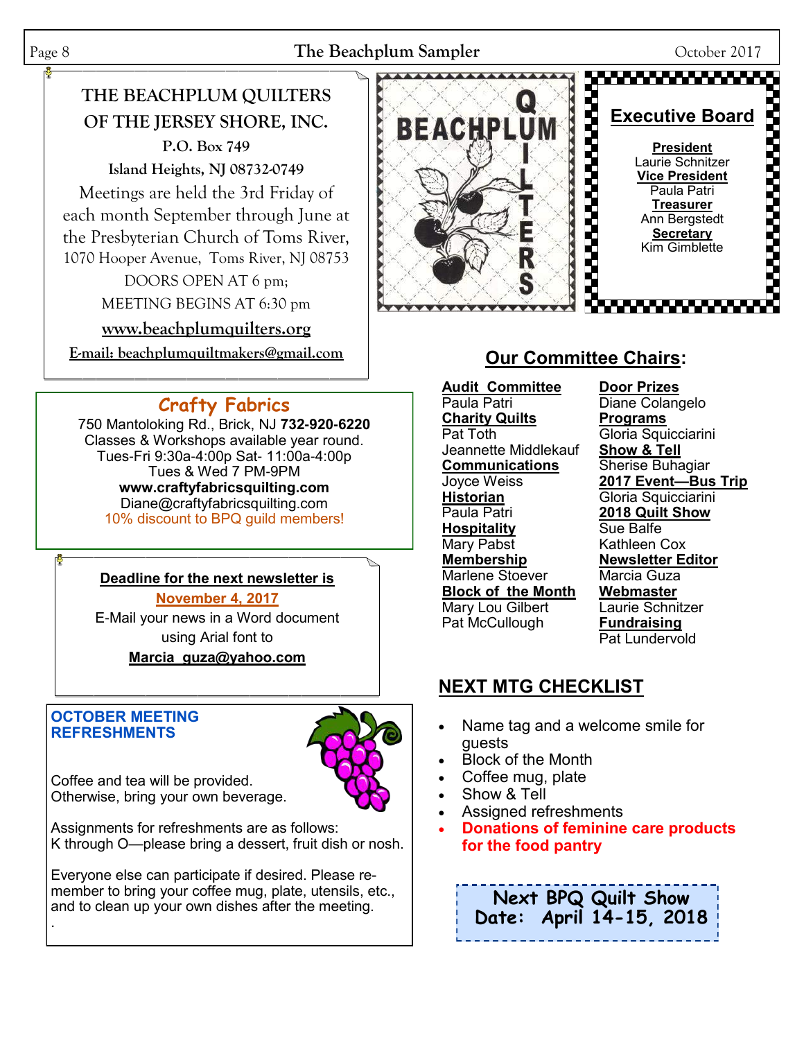## THE BEACHPLUM QUILTERS OF THE JERSEY SHORE, INC.

**P.O. Box 749**

**Island Heights, NJ 08732-0749**

Meetings are held the 3rd Friday of each month September through June at the Presbyterian Church of Toms River, 1070 Hooper Avenue, Toms River, NJ 08753

DOORS OPEN AT 6 pm;

MEETING BEGINS AT 6:30 pm

**www.beachplumquilters.org**

**E-mail: beachplumquiltmakers@gmail.com**

## Executive Board

**President**
Laurie Schnitzer

**Vice President**
Paula Patri

**Treasurer**
Ann Bergstedt

**Secretary**
Kim Gimblette

## Crafty Fabrics

750 Mantoloking Rd., Brick, NJ **732-920-6220**
Classes & Workshops available year round.
Tues-Fri 9:30a-4:00p Sat- 11:00a-4:00p
Tues & Wed 7 PM-9PM
**www.craftyfabricsquilting.com**
Diane@craftyfabricsquilting.com
10% discount to BPQ guild members!

## Our Committee Chairs:

**Audit Committee**
Paula Patri

**Charity Quilts**
Pat Toth
Jeannette Middlekauf

**Communications**
Joyce Weiss

**Historian**
Paula Patri

**Hospitality**
Mary Pabst

**Membership**
Marlene Stoever

**Block of the Month**
Mary Lou Gilbert
Pat McCullough

**Door Prizes**
Diane Colangelo

**Programs**
Gloria Squicciarini

**Show & Tell**
Sherise Buhagiar

**2017 Event—Bus Trip**
Gloria Squicciarini

**2018 Quilt Show**
Sue Balfe
Kathleen Cox

**Newsletter Editor**
Marcia Guza

**Webmaster**
Laurie Schnitzer

**Fundraising**
Pat Lundervold

**Deadline for the next newsletter is**

**November 4, 2017**

E-Mail your news in a Word document using Arial font to

**Marcia_guza@yahoo.com**

## OCTOBER MEETING REFRESHMENTS

Coffee and tea will be provided. Otherwise, bring your own beverage.

Assignments for refreshments are as follows:
K through O—please bring a dessert, fruit dish or nosh.

Everyone else can participate if desired. Please remember to bring your coffee mug, plate, utensils, etc., and to clean up your own dishes after the meeting.

## NEXT MTG CHECKLIST

- Name tag and a welcome smile for guests
- Block of the Month
- Coffee mug, plate
- Show & Tell
- Assigned refreshments
- **Donations of feminine care products for the food pantry**

**Next BPQ Quilt Show Date: April 14-15, 2018**